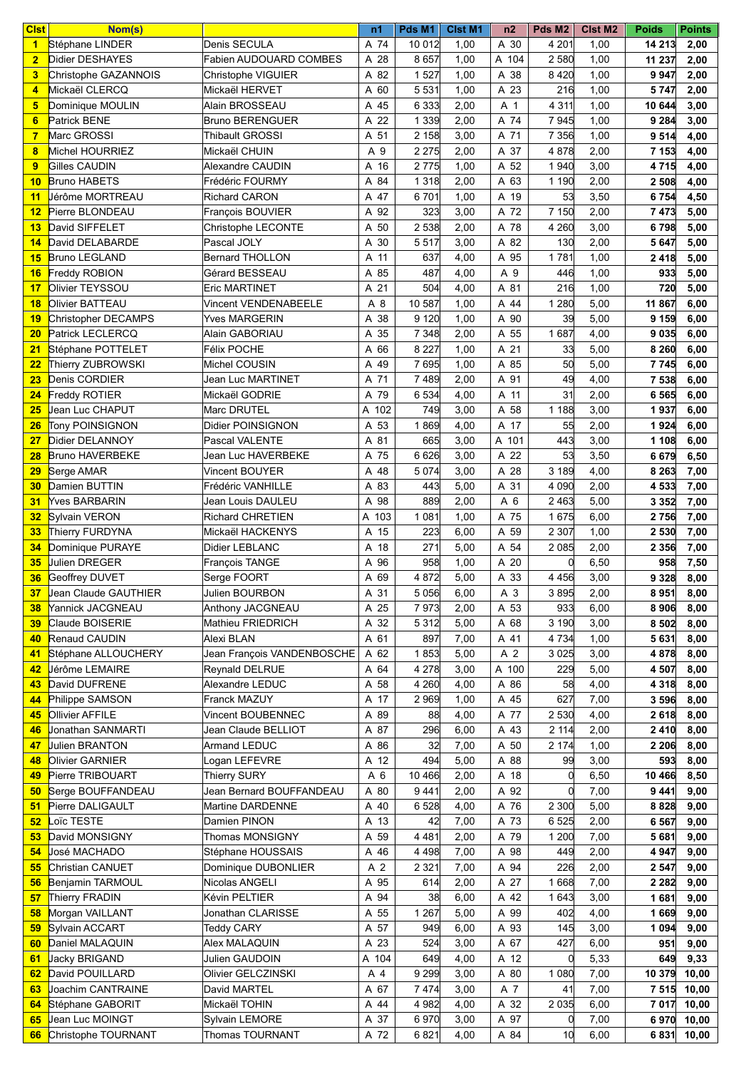| Clst | Nom(s) | | n1 | Pds M1 | Clst M1 | n2 | Pds M2 | Clst M2 | Poids | Points |
|---|---|---|---|---|---|---|---|---|---|---|
| 1 | Stéphane LINDER | Denis SECULA | A 74 | 10 012 | 1,00 | A 30 | 4 201 | 1,00 | 14 213 | 2,00 |
| 2 | Didier DESHAYES | Fabien AUDOUARD COMBES | A 28 | 8 657 | 1,00 | A 104 | 2 580 | 1,00 | 11 237 | 2,00 |
| 3 | Christophe GAZANNOIS | Christophe VIGUIER | A 82 | 1 527 | 1,00 | A 38 | 8 420 | 1,00 | 9 947 | 2,00 |
| 4 | Mickaël CLERCQ | Mickaël HERVET | A 60 | 5 531 | 1,00 | A 23 | 216 | 1,00 | 5 747 | 2,00 |
| 5 | Dominique MOULIN | Alain BROSSEAU | A 45 | 6 333 | 2,00 | A 1 | 4 311 | 1,00 | 10 644 | 3,00 |
| 6 | Patrick BENE | Bruno BERENGUER | A 22 | 1 339 | 2,00 | A 74 | 7 945 | 1,00 | 9 284 | 3,00 |
| 7 | Marc GROSSI | Thibault GROSSI | A 51 | 2 158 | 3,00 | A 71 | 7 356 | 1,00 | 9 514 | 4,00 |
| 8 | Michel HOURRIEZ | Mickaël CHUIN | A 9 | 2 275 | 2,00 | A 37 | 4 878 | 2,00 | 7 153 | 4,00 |
| 9 | Gilles CAUDIN | Alexandre CAUDIN | A 16 | 2 775 | 1,00 | A 52 | 1 940 | 3,00 | 4 715 | 4,00 |
| 10 | Bruno HABETS | Frédéric FOURMY | A 84 | 1 318 | 2,00 | A 63 | 1 190 | 2,00 | 2 508 | 4,00 |
| 11 | Jérôme MORTREAU | Richard CARON | A 47 | 6 701 | 1,00 | A 19 | 53 | 3,50 | 6 754 | 4,50 |
| 12 | Pierre BLONDEAU | François BOUVIER | A 92 | 323 | 3,00 | A 72 | 7 150 | 2,00 | 7 473 | 5,00 |
| 13 | David SIFFELET | Christophe LECONTE | A 50 | 2 538 | 2,00 | A 78 | 4 260 | 3,00 | 6 798 | 5,00 |
| 14 | David DELABARDE | Pascal JOLY | A 30 | 5 517 | 3,00 | A 82 | 130 | 2,00 | 5 647 | 5,00 |
| 15 | Bruno LEGLAND | Bernard THOLLON | A 11 | 637 | 4,00 | A 95 | 1 781 | 1,00 | 2 418 | 5,00 |
| 16 | Freddy ROBION | Gérard BESSEAU | A 85 | 487 | 4,00 | A 9 | 446 | 1,00 | 933 | 5,00 |
| 17 | Olivier TEYSSOU | Eric MARTINET | A 21 | 504 | 4,00 | A 81 | 216 | 1,00 | 720 | 5,00 |
| 18 | Olivier BATTEAU | Vincent VENDENABEELE | A 8 | 10 587 | 1,00 | A 44 | 1 280 | 5,00 | 11 867 | 6,00 |
| 19 | Christopher DECAMPS | Yves MARGERIN | A 38 | 9 120 | 1,00 | A 90 | 39 | 5,00 | 9 159 | 6,00 |
| 20 | Patrick LECLERCQ | Alain GABORIAU | A 35 | 7 348 | 2,00 | A 55 | 1 687 | 4,00 | 9 035 | 6,00 |
| 21 | Stéphane POTTELET | Félix POCHE | A 66 | 8 227 | 1,00 | A 21 | 33 | 5,00 | 8 260 | 6,00 |
| 22 | Thierry ZUBROWSKI | Michel COUSIN | A 49 | 7 695 | 1,00 | A 85 | 50 | 5,00 | 7 745 | 6,00 |
| 23 | Denis CORDIER | Jean Luc MARTINET | A 71 | 7 489 | 2,00 | A 91 | 49 | 4,00 | 7 538 | 6,00 |
| 24 | Freddy ROTIER | Mickaël GODRIE | A 79 | 6 534 | 4,00 | A 11 | 31 | 2,00 | 6 565 | 6,00 |
| 25 | Jean Luc CHAPUT | Marc DRUTEL | A 102 | 749 | 3,00 | A 58 | 1 188 | 3,00 | 1 937 | 6,00 |
| 26 | Tony POINSIGNON | Didier POINSIGNON | A 53 | 1 869 | 4,00 | A 17 | 55 | 2,00 | 1 924 | 6,00 |
| 27 | Didier DELANNOY | Pascal VALENTE | A 81 | 665 | 3,00 | A 101 | 443 | 3,00 | 1 108 | 6,00 |
| 28 | Bruno HAVERBEKE | Jean Luc HAVERBEKE | A 75 | 6 626 | 3,00 | A 22 | 53 | 3,50 | 6 679 | 6,50 |
| 29 | Serge AMAR | Vincent BOUYER | A 48 | 5 074 | 3,00 | A 28 | 3 189 | 4,00 | 8 263 | 7,00 |
| 30 | Damien BUTTIN | Frédéric VANHILLE | A 83 | 443 | 5,00 | A 31 | 4 090 | 2,00 | 4 533 | 7,00 |
| 31 | Yves BARBARIN | Jean Louis DAULEU | A 98 | 889 | 2,00 | A 6 | 2 463 | 5,00 | 3 352 | 7,00 |
| 32 | Sylvain VERON | Richard CHRETIEN | A 103 | 1 081 | 1,00 | A 75 | 1 675 | 6,00 | 2 756 | 7,00 |
| 33 | Thierry FURDYNA | Mickaël HACKENYS | A 15 | 223 | 6,00 | A 59 | 2 307 | 1,00 | 2 530 | 7,00 |
| 34 | Dominique PURAYE | Didier LEBLANC | A 18 | 271 | 5,00 | A 54 | 2 085 | 2,00 | 2 356 | 7,00 |
| 35 | Julien DREGER | François TANGE | A 96 | 958 | 1,00 | A 20 | 0 | 6,50 | 958 | 7,50 |
| 36 | Geoffrey DUVET | Serge FOORT | A 69 | 4 872 | 5,00 | A 33 | 4 456 | 3,00 | 9 328 | 8,00 |
| 37 | Jean Claude GAUTHIER | Julien BOURBON | A 31 | 5 056 | 6,00 | A 3 | 3 895 | 2,00 | 8 951 | 8,00 |
| 38 | Yannick JACGNEAU | Anthony JACGNEAU | A 25 | 7 973 | 2,00 | A 53 | 933 | 6,00 | 8 906 | 8,00 |
| 39 | Claude BOISERIE | Mathieu FRIEDRICH | A 32 | 5 312 | 5,00 | A 68 | 3 190 | 3,00 | 8 502 | 8,00 |
| 40 | Renaud CAUDIN | Alexi BLAN | A 61 | 897 | 7,00 | A 41 | 4 734 | 1,00 | 5 631 | 8,00 |
| 41 | Stéphane ALLOUCHERY | Jean François VANDENBOSCHE | A 62 | 1 853 | 5,00 | A 2 | 3 025 | 3,00 | 4 878 | 8,00 |
| 42 | Jérôme LEMAIRE | Reynald DELRUE | A 64 | 4 278 | 3,00 | A 100 | 229 | 5,00 | 4 507 | 8,00 |
| 43 | David DUFRENE | Alexandre LEDUC | A 58 | 4 260 | 4,00 | A 86 | 58 | 4,00 | 4 318 | 8,00 |
| 44 | Philippe SAMSON | Franck MAZUY | A 17 | 2 969 | 1,00 | A 45 | 627 | 7,00 | 3 596 | 8,00 |
| 45 | Ollivier AFFILE | Vincent BOUBENNEC | A 89 | 88 | 4,00 | A 77 | 2 530 | 4,00 | 2 618 | 8,00 |
| 46 | Jonathan SANMARTI | Jean Claude BELLIOT | A 87 | 296 | 6,00 | A 43 | 2 114 | 2,00 | 2 410 | 8,00 |
| 47 | Julien BRANTON | Armand LEDUC | A 86 | 32 | 7,00 | A 50 | 2 174 | 1,00 | 2 206 | 8,00 |
| 48 | Olivier GARNIER | Logan LEFEVRE | A 12 | 494 | 5,00 | A 88 | 99 | 3,00 | 593 | 8,00 |
| 49 | Pierre TRIBOUART | Thierry SURY | A 6 | 10 466 | 2,00 | A 18 | 0 | 6,50 | 10 466 | 8,50 |
| 50 | Serge BOUFFANDEAU | Jean Bernard BOUFFANDEAU | A 80 | 9 441 | 2,00 | A 92 | 0 | 7,00 | 9 441 | 9,00 |
| 51 | Pierre DALIGAULT | Martine DARDENNE | A 40 | 6 528 | 4,00 | A 76 | 2 300 | 5,00 | 8 828 | 9,00 |
| 52 | Loïc TESTE | Damien PINON | A 13 | 42 | 7,00 | A 73 | 6 525 | 2,00 | 6 567 | 9,00 |
| 53 | David MONSIGNY | Thomas MONSIGNY | A 59 | 4 481 | 2,00 | A 79 | 1 200 | 7,00 | 5 681 | 9,00 |
| 54 | José MACHADO | Stéphane HOUSSAIS | A 46 | 4 498 | 7,00 | A 98 | 449 | 2,00 | 4 947 | 9,00 |
| 55 | Christian CANUET | Dominique DUBONLIER | A 2 | 2 321 | 7,00 | A 94 | 226 | 2,00 | 2 547 | 9,00 |
| 56 | Benjamin TARMOUL | Nicolas ANGELI | A 95 | 614 | 2,00 | A 27 | 1 668 | 7,00 | 2 282 | 9,00 |
| 57 | Thierry FRADIN | Kévin PELTIER | A 94 | 38 | 6,00 | A 42 | 1 643 | 3,00 | 1 681 | 9,00 |
| 58 | Morgan VAILLANT | Jonathan CLARISSE | A 55 | 1 267 | 5,00 | A 99 | 402 | 4,00 | 1 669 | 9,00 |
| 59 | Sylvain ACCART | Teddy CARY | A 57 | 949 | 6,00 | A 93 | 145 | 3,00 | 1 094 | 9,00 |
| 60 | Daniel MALAQUIN | Alex MALAQUIN | A 23 | 524 | 3,00 | A 67 | 427 | 6,00 | 951 | 9,00 |
| 61 | Jacky BRIGAND | Julien GAUDOIN | A 104 | 649 | 4,00 | A 12 | 0 | 5,33 | 649 | 9,33 |
| 62 | David POUILLARD | Olivier GELCZINSKI | A 4 | 9 299 | 3,00 | A 80 | 1 080 | 7,00 | 10 379 | 10,00 |
| 63 | Joachim CANTRAINE | David MARTEL | A 67 | 7 474 | 3,00 | A 7 | 41 | 7,00 | 7 515 | 10,00 |
| 64 | Stéphane GABORIT | Mickaël TOHIN | A 44 | 4 982 | 4,00 | A 32 | 2 035 | 6,00 | 7 017 | 10,00 |
| 65 | Jean Luc MOINGT | Sylvain LEMORE | A 37 | 6 970 | 3,00 | A 97 | 0 | 7,00 | 6 970 | 10,00 |
| 66 | Christophe TOURNANT | Thomas TOURNANT | A 72 | 6 821 | 4,00 | A 84 | 10 | 6,00 | 6 831 | 10,00 |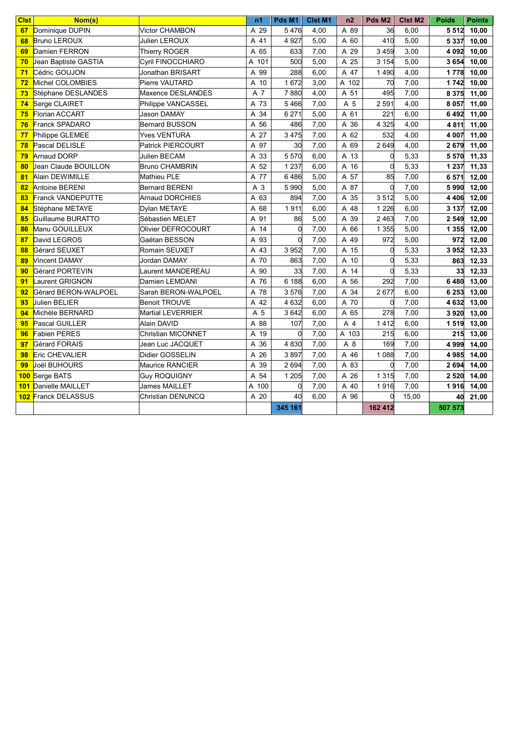| Clst | Nom(s) | | n1 | Pds M1 | Clst M1 | n2 | Pds M2 | Clst M2 | Poids | Points |
|---|---|---|---|---|---|---|---|---|---|---|
| 67 | Dominique DUPIN | Victor CHAMBON | A 29 | 5 476 | 4,00 | A 89 | 36 | 6,00 | 5 512 | 10,00 |
| 68 | Bruno LEROUX | Julien LEROUX | A 41 | 4 927 | 5,00 | A 60 | 410 | 5,00 | 5 337 | 10,00 |
| 69 | Damien FERRON | Thierry ROGER | A 65 | 633 | 7,00 | A 29 | 3 459 | 3,00 | 4 092 | 10,00 |
| 70 | Jean Baptiste GASTIA | Cyril FINOCCHIARO | A 101 | 500 | 5,00 | A 25 | 3 154 | 5,00 | 3 654 | 10,00 |
| 71 | Cédric GOUJON | Jonathan BRISART | A 99 | 288 | 6,00 | A 47 | 1 490 | 4,00 | 1 778 | 10,00 |
| 72 | Michel COLOMBIES | Pierre VAUTARD | A 10 | 1 672 | 3,00 | A 102 | 70 | 7,00 | 1 742 | 10,00 |
| 73 | Stéphane DESLANDES | Maxence DESLANDES | A 7 | 7 880 | 4,00 | A 51 | 495 | 7,00 | 8 375 | 11,00 |
| 74 | Serge CLAIRET | Philippe VANCASSEL | A 73 | 5 466 | 7,00 | A 5 | 2 591 | 4,00 | 8 057 | 11,00 |
| 75 | Florian ACCART | Jason DAMAY | A 34 | 6 271 | 5,00 | A 61 | 221 | 6,00 | 6 492 | 11,00 |
| 76 | Franck SPADARO | Bernard BUSSON | A 56 | 486 | 7,00 | A 36 | 4 325 | 4,00 | 4 811 | 11,00 |
| 77 | Philippe GLEMEE | Yves VENTURA | A 27 | 3 475 | 7,00 | A 62 | 532 | 4,00 | 4 007 | 11,00 |
| 78 | Pascal DELISLE | Patrick PIERCOURT | A 97 | 30 | 7,00 | A 69 | 2 649 | 4,00 | 2 679 | 11,00 |
| 79 | Arnaud DORP | Julien BECAM | A 33 | 5 570 | 6,00 | A 13 | 0 | 5,33 | 5 570 | 11,33 |
| 80 | Jean Claude BOUILLON | Bruno CHAMBRIN | A 52 | 1 237 | 6,00 | A 16 | 0 | 5,33 | 1 237 | 11,33 |
| 81 | Alain DEWIMILLE | Mathieu PLE | A 77 | 6 486 | 5,00 | A 57 | 85 | 7,00 | 6 571 | 12,00 |
| 82 | Antoine BERENI | Bernard BERENI | A 3 | 5 990 | 5,00 | A 87 | 0 | 7,00 | 5 990 | 12,00 |
| 83 | Franck VANDEPUTTE | Arnaud DORCHIES | A 63 | 894 | 7,00 | A 35 | 3 512 | 5,00 | 4 406 | 12,00 |
| 84 | Stéphane METAYE | Dylan METAYE | A 68 | 1 911 | 6,00 | A 48 | 1 226 | 6,00 | 3 137 | 12,00 |
| 85 | Guillaume BURATTO | Sébastien MELET | A 91 | 86 | 5,00 | A 39 | 2 463 | 7,00 | 2 549 | 12,00 |
| 86 | Manu GOUILLEUX | Olivier DEFROCOURT | A 14 | 0 | 7,00 | A 66 | 1 355 | 5,00 | 1 355 | 12,00 |
| 87 | David LEGROS | Gaétan BESSON | A 93 | 0 | 7,00 | A 49 | 972 | 5,00 | 972 | 12,00 |
| 88 | Gérard SEUXET | Romain SEUXET | A 43 | 3 952 | 7,00 | A 15 | 0 | 5,33 | 3 952 | 12,33 |
| 89 | Vincent DAMAY | Jordan DAMAY | A 70 | 863 | 7,00 | A 10 | 0 | 5,33 | 863 | 12,33 |
| 90 | Gérard PORTEVIN | Laurent MANDEREAU | A 90 | 33 | 7,00 | A 14 | 0 | 5,33 | 33 | 12,33 |
| 91 | Laurent GRIGNON | Damien LEMDANI | A 76 | 6 188 | 6,00 | A 56 | 292 | 7,00 | 6 480 | 13,00 |
| 92 | Gérard BERON-WALPOEL | Sarah BERON-WALPOEL | A 78 | 3 576 | 7,00 | A 34 | 2 677 | 6,00 | 6 253 | 13,00 |
| 93 | Julien BELIER | Benoit TROUVE | A 42 | 4 632 | 6,00 | A 70 | 0 | 7,00 | 4 632 | 13,00 |
| 94 | Michèle BERNARD | Martial LEVERRIER | A 5 | 3 642 | 6,00 | A 65 | 278 | 7,00 | 3 920 | 13,00 |
| 95 | Pascal GUILLER | Alain DAVID | A 88 | 107 | 7,00 | A 4 | 1 412 | 6,00 | 1 519 | 13,00 |
| 96 | Fabien PERES | Christian MICONNET | A 19 | 0 | 7,00 | A 103 | 215 | 6,00 | 215 | 13,00 |
| 97 | Gérard FORAIS | Jean Luc JACQUET | A 36 | 4 830 | 7,00 | A 8 | 169 | 7,00 | 4 999 | 14,00 |
| 98 | Eric CHEVALIER | Didier GOSSELIN | A 26 | 3 897 | 7,00 | A 46 | 1 088 | 7,00 | 4 985 | 14,00 |
| 99 | Joël BUHOURS | Maurice RANCIER | A 39 | 2 694 | 7,00 | A 83 | 0 | 7,00 | 2 694 | 14,00 |
| 100 | Serge BATS | Guy ROQUIGNY | A 54 | 1 205 | 7,00 | A 26 | 1 315 | 7,00 | 2 520 | 14,00 |
| 101 | Danielle MAILLET | James MAILLET | A 100 | 0 | 7,00 | A 40 | 1 916 | 7,00 | 1 916 | 14,00 |
| 102 | Franck DELASSUS | Christian DENUNCQ | A 20 | 40 | 6,00 | A 96 | 0 | 15,00 | 40 | 21,00 |
| | | | | 345 161 | | | 162 412 | | 507 573 | |